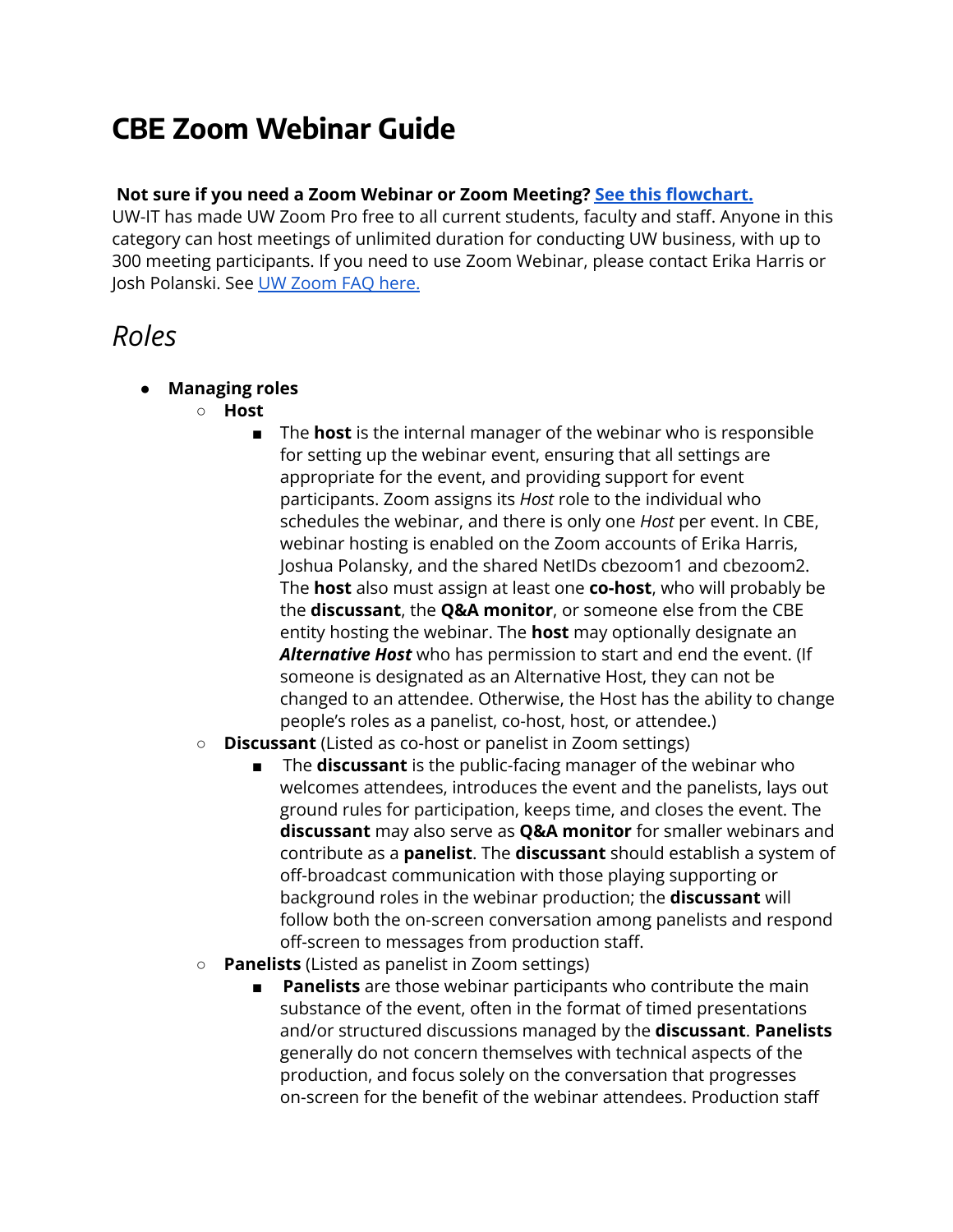# CBE Zoom Webinar Guide

**Not sure if you need a Zoom Webinar or Zoom Meeting? [See this flowchart.]()**
UW-IT has made UW Zoom Pro free to all current students, faculty and staff. Anyone in this category can host meetings of unlimited duration for conducting UW business, with up to 300 meeting participants. If you need to use Zoom Webinar, please contact Erika Harris or Josh Polanski. See [UW Zoom FAQ here.]()

## *Roles*

- **Managing roles**
  - **Host**
    - The **host** is the internal manager of the webinar who is responsible for setting up the webinar event, ensuring that all settings are appropriate for the event, and providing support for event participants. Zoom assigns its *Host* role to the individual who schedules the webinar, and there is only one *Host* per event. In CBE, webinar hosting is enabled on the Zoom accounts of Erika Harris, Joshua Polansky, and the shared NetIDs cbezoom1 and cbezoom2. The **host** also must assign at least one **co-host**, who will probably be the **discussant**, the **Q&A monitor**, or someone else from the CBE entity hosting the webinar. The **host** may optionally designate an ***Alternative Host*** who has permission to start and end the event. (If someone is designated as an Alternative Host, they can not be changed to an attendee. Otherwise, the Host has the ability to change people's roles as a panelist, co-host, host, or attendee.)
  - **Discussant** (Listed as co-host or panelist in Zoom settings)
    - The **discussant** is the public-facing manager of the webinar who welcomes attendees, introduces the event and the panelists, lays out ground rules for participation, keeps time, and closes the event. The **discussant** may also serve as **Q&A monitor** for smaller webinars and contribute as a **panelist**. The **discussant** should establish a system of off-broadcast communication with those playing supporting or background roles in the webinar production; the **discussant** will follow both the on-screen conversation among panelists and respond off-screen to messages from production staff.
  - **Panelists** (Listed as panelist in Zoom settings)
    - **Panelists** are those webinar participants who contribute the main substance of the event, often in the format of timed presentations and/or structured discussions managed by the **discussant**. **Panelists** generally do not concern themselves with technical aspects of the production, and focus solely on the conversation that progresses on-screen for the benefit of the webinar attendees. Production staff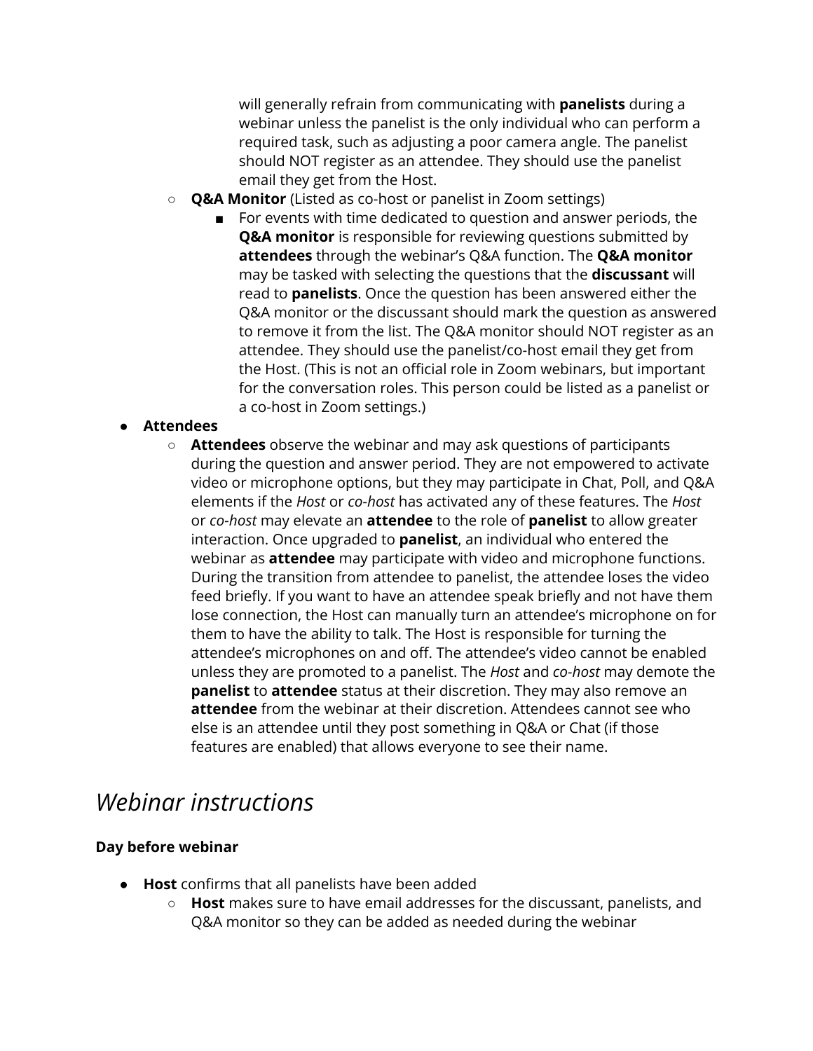- will generally refrain from communicating with **panelists** during a webinar unless the panelist is the only individual who can perform a required task, such as adjusting a poor camera angle. The panelist should NOT register as an attendee. They should use the panelist email they get from the Host.
  - **Q&A Monitor** (Listed as co-host or panelist in Zoom settings)
    - For events with time dedicated to question and answer periods, the **Q&A monitor** is responsible for reviewing questions submitted by **attendees** through the webinar's Q&A function. The **Q&A monitor** may be tasked with selecting the questions that the **discussant** will read to **panelists**. Once the question has been answered either the Q&A monitor or the discussant should mark the question as answered to remove it from the list. The Q&A monitor should NOT register as an attendee. They should use the panelist/co-host email they get from the Host. (This is not an official role in Zoom webinars, but important for the conversation roles. This person could be listed as a panelist or a co-host in Zoom settings.)
- **Attendees**
  - **Attendees** observe the webinar and may ask questions of participants during the question and answer period. They are not empowered to activate video or microphone options, but they may participate in Chat, Poll, and Q&A elements if the *Host* or *co-host* has activated any of these features. The *Host* or *co-host* may elevate an **attendee** to the role of **panelist** to allow greater interaction. Once upgraded to **panelist**, an individual who entered the webinar as **attendee** may participate with video and microphone functions. During the transition from attendee to panelist, the attendee loses the video feed briefly. If you want to have an attendee speak briefly and not have them lose connection, the Host can manually turn an attendee's microphone on for them to have the ability to talk. The Host is responsible for turning the attendee's microphones on and off. The attendee's video cannot be enabled unless they are promoted to a panelist. The *Host* and *co-host* may demote the **panelist** to **attendee** status at their discretion. They may also remove an **attendee** from the webinar at their discretion. Attendees cannot see who else is an attendee until they post something in Q&A or Chat (if those features are enabled) that allows everyone to see their name.

# *Webinar instructions*

**Day before webinar**

- **Host** confirms that all panelists have been added
  - **Host** makes sure to have email addresses for the discussant, panelists, and Q&A monitor so they can be added as needed during the webinar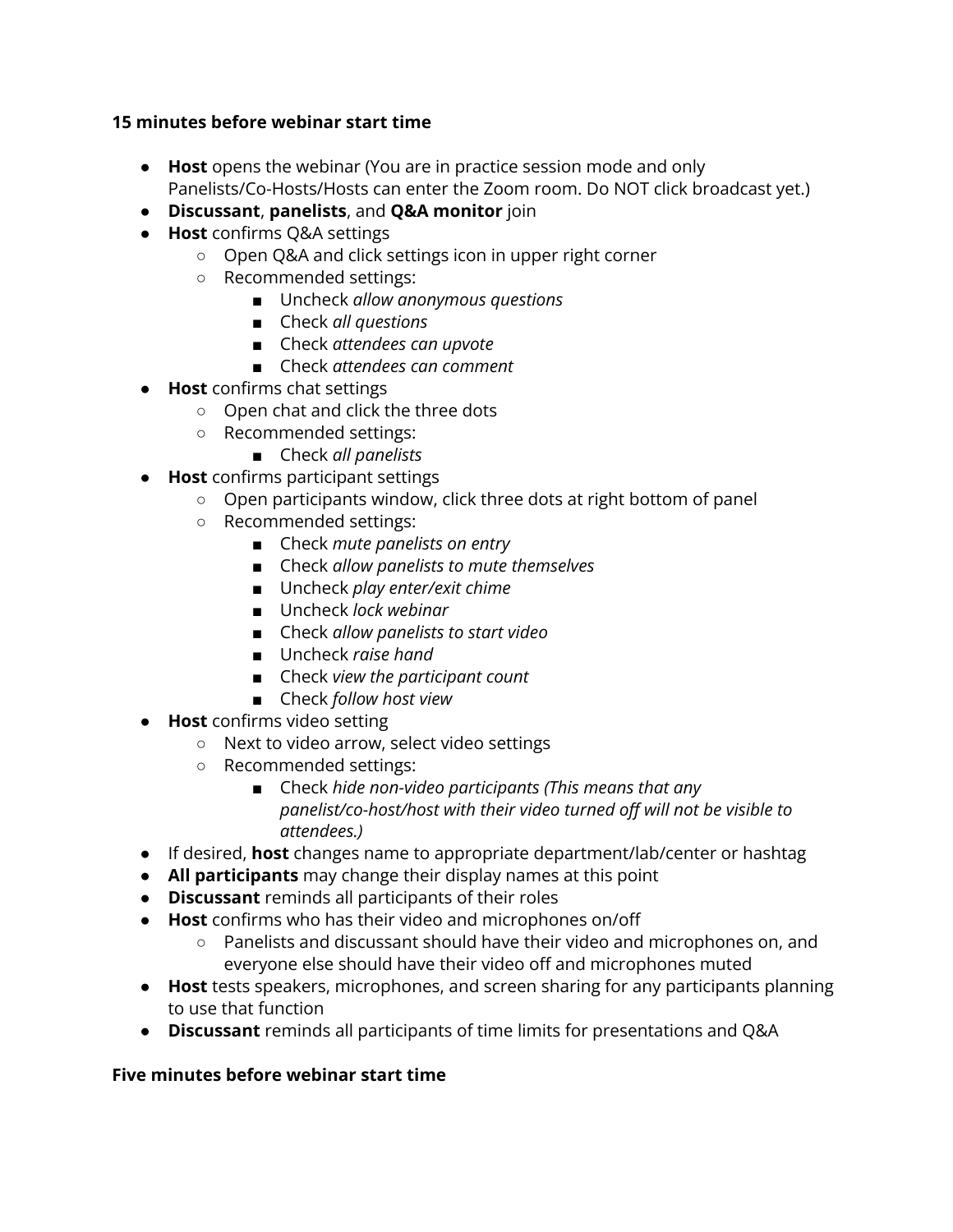**15 minutes before webinar start time**

- **Host** opens the webinar (You are in practice session mode and only Panelists/Co-Hosts/Hosts can enter the Zoom room. Do NOT click broadcast yet.)
- **Discussant**, **panelists**, and **Q&A monitor** join
- **Host** confirms Q&A settings
  - Open Q&A and click settings icon in upper right corner
  - Recommended settings:
    - Uncheck *allow anonymous questions*
    - Check *all questions*
    - Check *attendees can upvote*
    - Check *attendees can comment*
- **Host** confirms chat settings
  - Open chat and click the three dots
  - Recommended settings:
    - Check *all panelists*
- **Host** confirms participant settings
  - Open participants window, click three dots at right bottom of panel
  - Recommended settings:
    - Check *mute panelists on entry*
    - Check *allow panelists to mute themselves*
    - Uncheck *play enter/exit chime*
    - Uncheck *lock webinar*
    - Check *allow panelists to start video*
    - Uncheck *raise hand*
    - Check *view the participant count*
    - Check *follow host view*
- **Host** confirms video setting
  - Next to video arrow, select video settings
  - Recommended settings:
    - Check *hide non-video participants (This means that any panelist/co-host/host with their video turned off will not be visible to attendees.)*
- If desired, **host** changes name to appropriate department/lab/center or hashtag
- **All participants** may change their display names at this point
- **Discussant** reminds all participants of their roles
- **Host** confirms who has their video and microphones on/off
  - Panelists and discussant should have their video and microphones on, and everyone else should have their video off and microphones muted
- **Host** tests speakers, microphones, and screen sharing for any participants planning to use that function
- **Discussant** reminds all participants of time limits for presentations and Q&A

**Five minutes before webinar start time**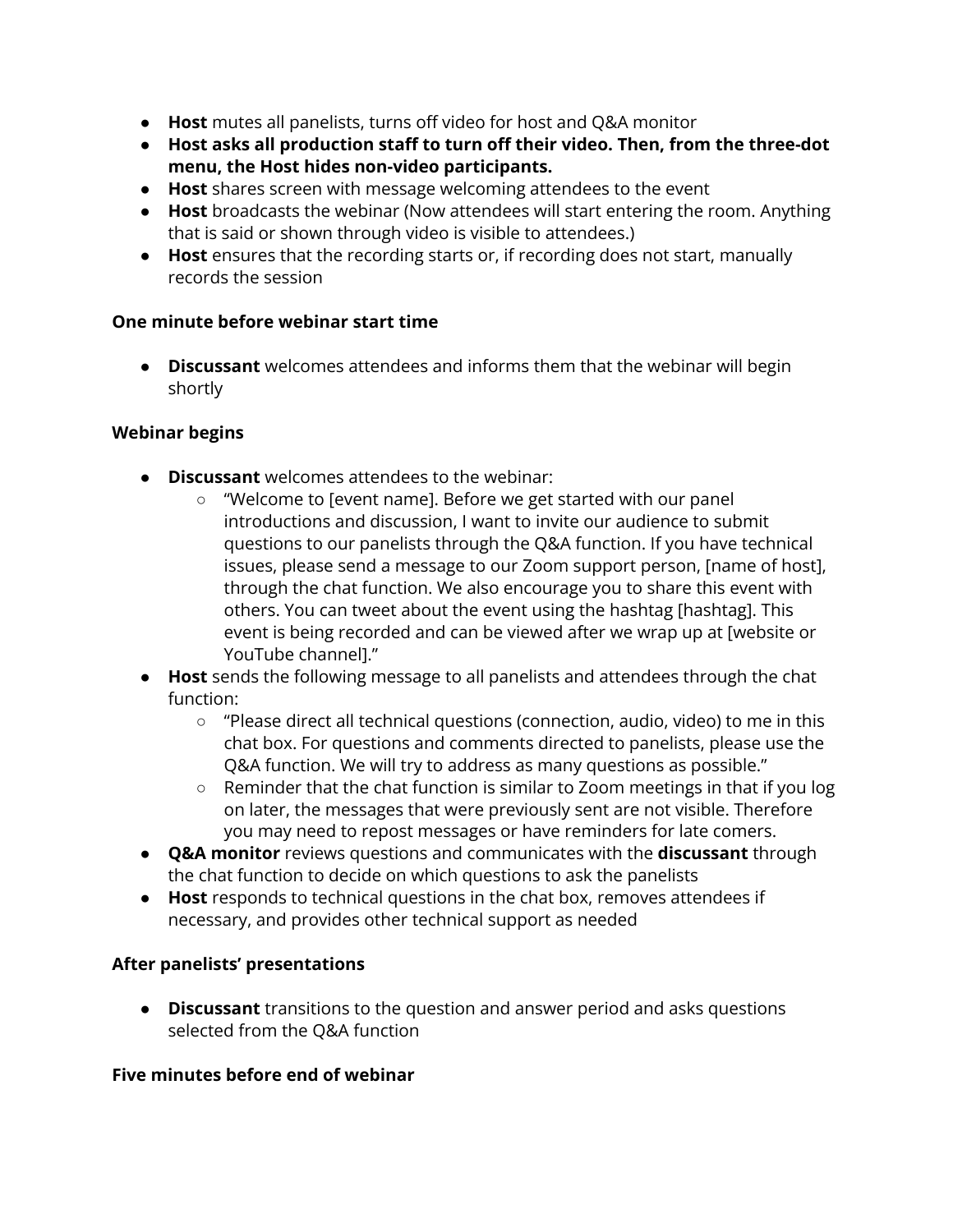- **Host** mutes all panelists, turns off video for host and Q&A monitor
- **Host asks all production staff to turn off their video. Then, from the three-dot menu, the Host hides non-video participants.**
- **Host** shares screen with message welcoming attendees to the event
- **Host** broadcasts the webinar (Now attendees will start entering the room. Anything that is said or shown through video is visible to attendees.)
- **Host** ensures that the recording starts or, if recording does not start, manually records the session

**One minute before webinar start time**

- **Discussant** welcomes attendees and informs them that the webinar will begin shortly

**Webinar begins**

- **Discussant** welcomes attendees to the webinar:
  - "Welcome to [event name]. Before we get started with our panel introductions and discussion, I want to invite our audience to submit questions to our panelists through the Q&A function. If you have technical issues, please send a message to our Zoom support person, [name of host], through the chat function. We also encourage you to share this event with others. You can tweet about the event using the hashtag [hashtag]. This event is being recorded and can be viewed after we wrap up at [website or YouTube channel]."
- **Host** sends the following message to all panelists and attendees through the chat function:
  - "Please direct all technical questions (connection, audio, video) to me in this chat box. For questions and comments directed to panelists, please use the Q&A function. We will try to address as many questions as possible."
  - Reminder that the chat function is similar to Zoom meetings in that if you log on later, the messages that were previously sent are not visible. Therefore you may need to repost messages or have reminders for late comers.
- **Q&A monitor** reviews questions and communicates with the **discussant** through the chat function to decide on which questions to ask the panelists
- **Host** responds to technical questions in the chat box, removes attendees if necessary, and provides other technical support as needed

**After panelists' presentations**

- **Discussant** transitions to the question and answer period and asks questions selected from the Q&A function

**Five minutes before end of webinar**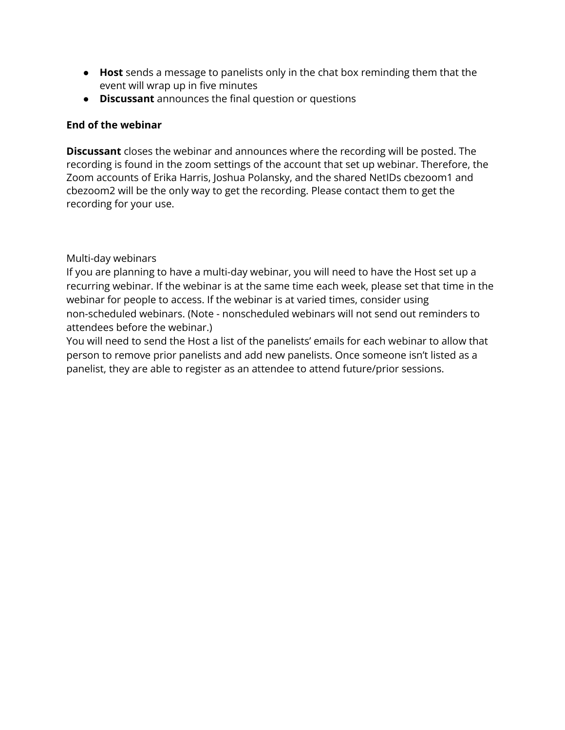- **Host** sends a message to panelists only in the chat box reminding them that the event will wrap up in five minutes
- **Discussant** announces the final question or questions

**End of the webinar**

**Discussant** closes the webinar and announces where the recording will be posted. The recording is found in the zoom settings of the account that set up webinar. Therefore, the Zoom accounts of Erika Harris, Joshua Polansky, and the shared NetIDs cbezoom1 and cbezoom2 will be the only way to get the recording. Please contact them to get the recording for your use.

Multi-day webinars

If you are planning to have a multi-day webinar, you will need to have the Host set up a recurring webinar. If the webinar is at the same time each week, please set that time in the webinar for people to access. If the webinar is at varied times, consider using non-scheduled webinars. (Note - nonscheduled webinars will not send out reminders to attendees before the webinar.)

You will need to send the Host a list of the panelists' emails for each webinar to allow that person to remove prior panelists and add new panelists. Once someone isn't listed as a panelist, they are able to register as an attendee to attend future/prior sessions.